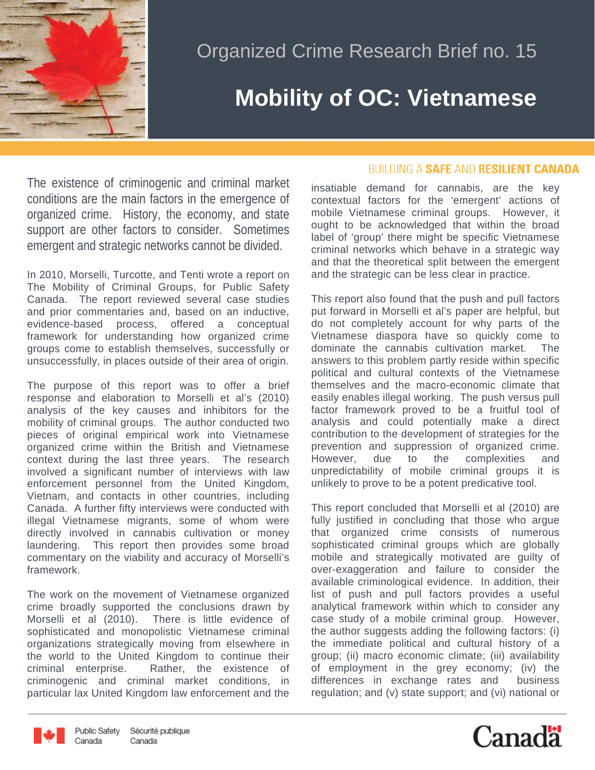# Organized Crime Research Brief no. 15

# Mobility of OC: Vietnamese

BUILDING A **SAFE** AND **RESILIENT CANADA**

The existence of criminogenic and criminal market conditions are the main factors in the emergence of organized crime. History, the economy, and state support are other factors to consider. Sometimes emergent and strategic networks cannot be divided.

In 2010, Morselli, Turcotte, and Tenti wrote a report on The Mobility of Criminal Groups, for Public Safety Canada. The report reviewed several case studies and prior commentaries and, based on an inductive, evidence-based process, offered a conceptual framework for understanding how organized crime groups come to establish themselves, successfully or unsuccessfully, in places outside of their area of origin.

The purpose of this report was to offer a brief response and elaboration to Morselli et al's (2010) analysis of the key causes and inhibitors for the mobility of criminal groups. The author conducted two pieces of original empirical work into Vietnamese organized crime within the British and Vietnamese context during the last three years. The research involved a significant number of interviews with law enforcement personnel from the United Kingdom, Vietnam, and contacts in other countries, including Canada. A further fifty interviews were conducted with illegal Vietnamese migrants, some of whom were directly involved in cannabis cultivation or money laundering. This report then provides some broad commentary on the viability and accuracy of Morselli's framework.

The work on the movement of Vietnamese organized crime broadly supported the conclusions drawn by Morselli et al (2010). There is little evidence of sophisticated and monopolistic Vietnamese criminal organizations strategically moving from elsewhere in the world to the United Kingdom to continue their criminal enterprise. Rather, the existence of criminogenic and criminal market conditions, in particular lax United Kingdom law enforcement and the insatiable demand for cannabis, are the key contextual factors for the 'emergent' actions of mobile Vietnamese criminal groups. However, it ought to be acknowledged that within the broad label of 'group' there might be specific Vietnamese criminal networks which behave in a strategic way and that the theoretical split between the emergent and the strategic can be less clear in practice.

This report also found that the push and pull factors put forward in Morselli et al's paper are helpful, but do not completely account for why parts of the Vietnamese diaspora have so quickly come to dominate the cannabis cultivation market. The answers to this problem partly reside within specific political and cultural contexts of the Vietnamese themselves and the macro-economic climate that easily enables illegal working. The push versus pull factor framework proved to be a fruitful tool of analysis and could potentially make a direct contribution to the development of strategies for the prevention and suppression of organized crime. However, due to the complexities and unpredictability of mobile criminal groups it is unlikely to prove to be a potent predicative tool.

This report concluded that Morselli et al (2010) are fully justified in concluding that those who argue that organized crime consists of numerous sophisticated criminal groups which are globally mobile and strategically motivated are guilty of over-exaggeration and failure to consider the available criminological evidence. In addition, their list of push and pull factors provides a useful analytical framework within which to consider any case study of a mobile criminal group. However, the author suggests adding the following factors: (i) the immediate political and cultural history of a group; (ii) macro economic climate; (iii) availability of employment in the grey economy; (iv) the differences in exchange rates and business regulation; and (v) state support; and (vi) national or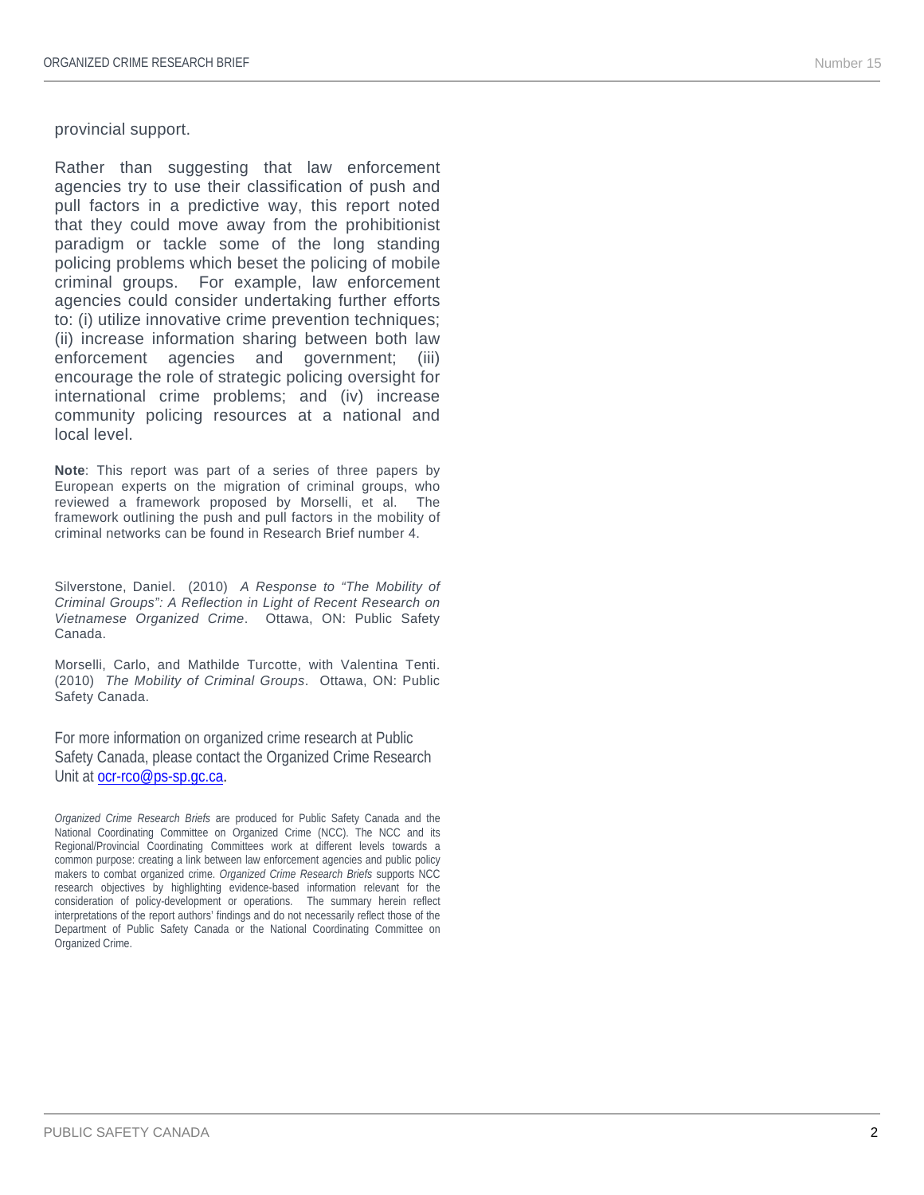provincial support.

Rather than suggesting that law enforcement agencies try to use their classification of push and pull factors in a predictive way, this report noted that they could move away from the prohibitionist paradigm or tackle some of the long standing policing problems which beset the policing of mobile criminal groups. For example, law enforcement agencies could consider undertaking further efforts to: (i) utilize innovative crime prevention techniques; (ii) increase information sharing between both law enforcement agencies and government; (iii) encourage the role of strategic policing oversight for international crime problems; and (iv) increase community policing resources at a national and local level.

**Note**: This report was part of a series of three papers by European experts on the migration of criminal groups, who reviewed a framework proposed by Morselli, et al. The framework outlining the push and pull factors in the mobility of criminal networks can be found in Research Brief number 4.

Silverstone, Daniel. (2010) *A Response to "The Mobility of Criminal Groups": A Reflection in Light of Recent Research on Vietnamese Organized Crime*. Ottawa, ON: Public Safety Canada.

Morselli, Carlo, and Mathilde Turcotte, with Valentina Tenti. (2010) *The Mobility of Criminal Groups*. Ottawa, ON: Public Safety Canada.

For more information on organized crime research at Public Safety Canada, please contact the Organized Crime Research Unit at ocr-rco@ps-sp.gc.ca.

*Organized Crime Research Briefs* are produced for Public Safety Canada and the National Coordinating Committee on Organized Crime (NCC). The NCC and its Regional/Provincial Coordinating Committees work at different levels towards a common purpose: creating a link between law enforcement agencies and public policy makers to combat organized crime. *Organized Crime Research Briefs* supports NCC research objectives by highlighting evidence-based information relevant for the consideration of policy-development or operations. The summary herein reflect interpretations of the report authors' findings and do not necessarily reflect those of the Department of Public Safety Canada or the National Coordinating Committee on Organized Crime.